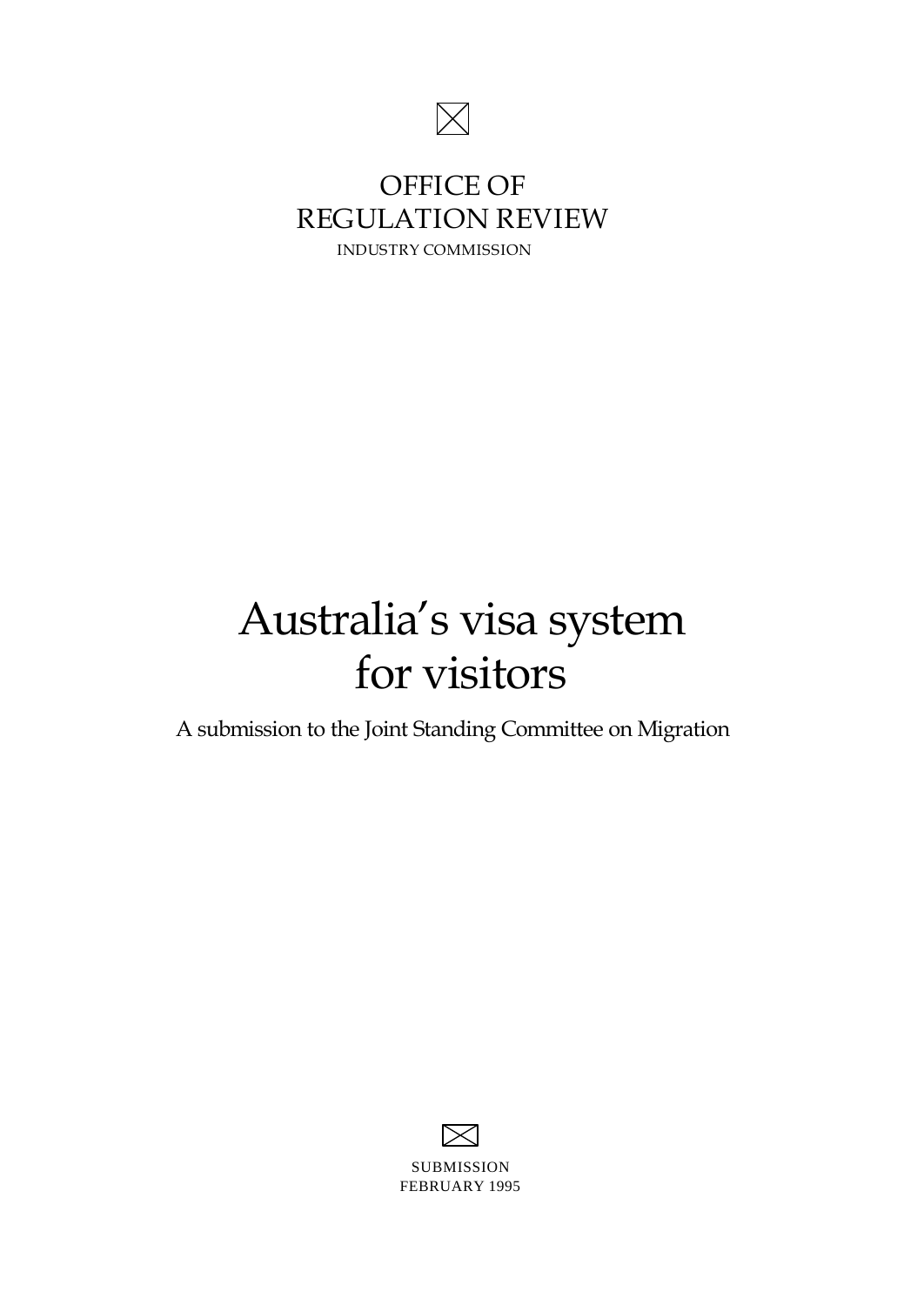OFFICE OF
REGULATION REVIEW

INDUSTRY COMMISSION

# Australia’s visa system for visitors

A submission to the Joint Standing Committee on Migration

SUBMISSION
FEBRUARY 1995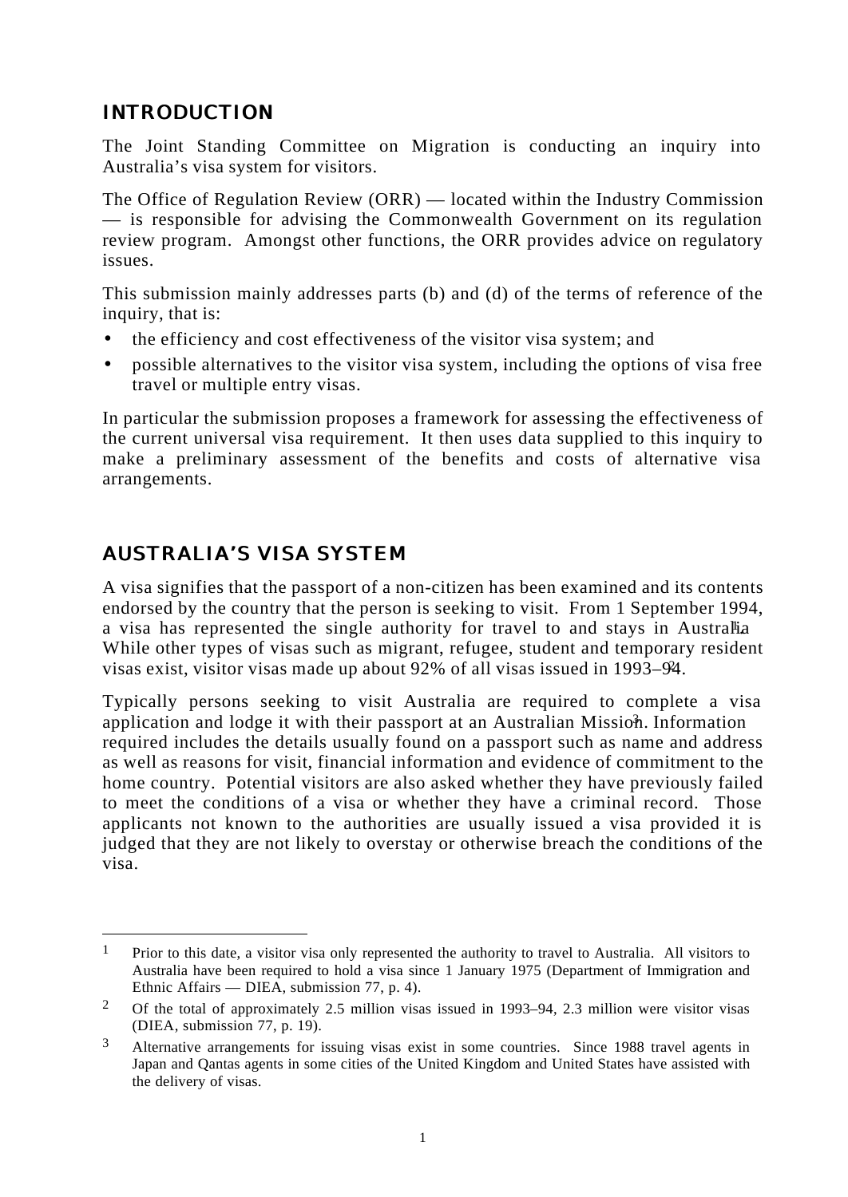## INTRODUCTION

The Joint Standing Committee on Migration is conducting an inquiry into Australia's visa system for visitors.

The Office of Regulation Review (ORR) — located within the Industry Commission — is responsible for advising the Commonwealth Government on its regulation review program. Amongst other functions, the ORR provides advice on regulatory issues.

This submission mainly addresses parts (b) and (d) of the terms of reference of the inquiry, that is:

- the efficiency and cost effectiveness of the visitor visa system; and
- possible alternatives to the visitor visa system, including the options of visa free travel or multiple entry visas.

In particular the submission proposes a framework for assessing the effectiveness of the current universal visa requirement. It then uses data supplied to this inquiry to make a preliminary assessment of the benefits and costs of alternative visa arrangements.

## AUSTRALIA'S VISA SYSTEM

A visa signifies that the passport of a non-citizen has been examined and its contents endorsed by the country that the person is seeking to visit. From 1 September 1994, a visa has represented the single authority for travel to and stays in Australia.[1] While other types of visas such as migrant, refugee, student and temporary resident visas exist, visitor visas made up about 92% of all visas issued in 1993–94.[2]

Typically persons seeking to visit Australia are required to complete a visa application and lodge it with their passport at an Australian Mission.[3] Information required includes the details usually found on a passport such as name and address as well as reasons for visit, financial information and evidence of commitment to the home country. Potential visitors are also asked whether they have previously failed to meet the conditions of a visa or whether they have a criminal record. Those applicants not known to the authorities are usually issued a visa provided it is judged that they are not likely to overstay or otherwise breach the conditions of the visa.

---

[1] Prior to this date, a visitor visa only represented the authority to travel to Australia. All visitors to Australia have been required to hold a visa since 1 January 1975 (Department of Immigration and Ethnic Affairs — DIEA, submission 77, p. 4).

[2] Of the total of approximately 2.5 million visas issued in 1993–94, 2.3 million were visitor visas (DIEA, submission 77, p. 19).

[3] Alternative arrangements for issuing visas exist in some countries. Since 1988 travel agents in Japan and Qantas agents in some cities of the United Kingdom and United States have assisted with the delivery of visas.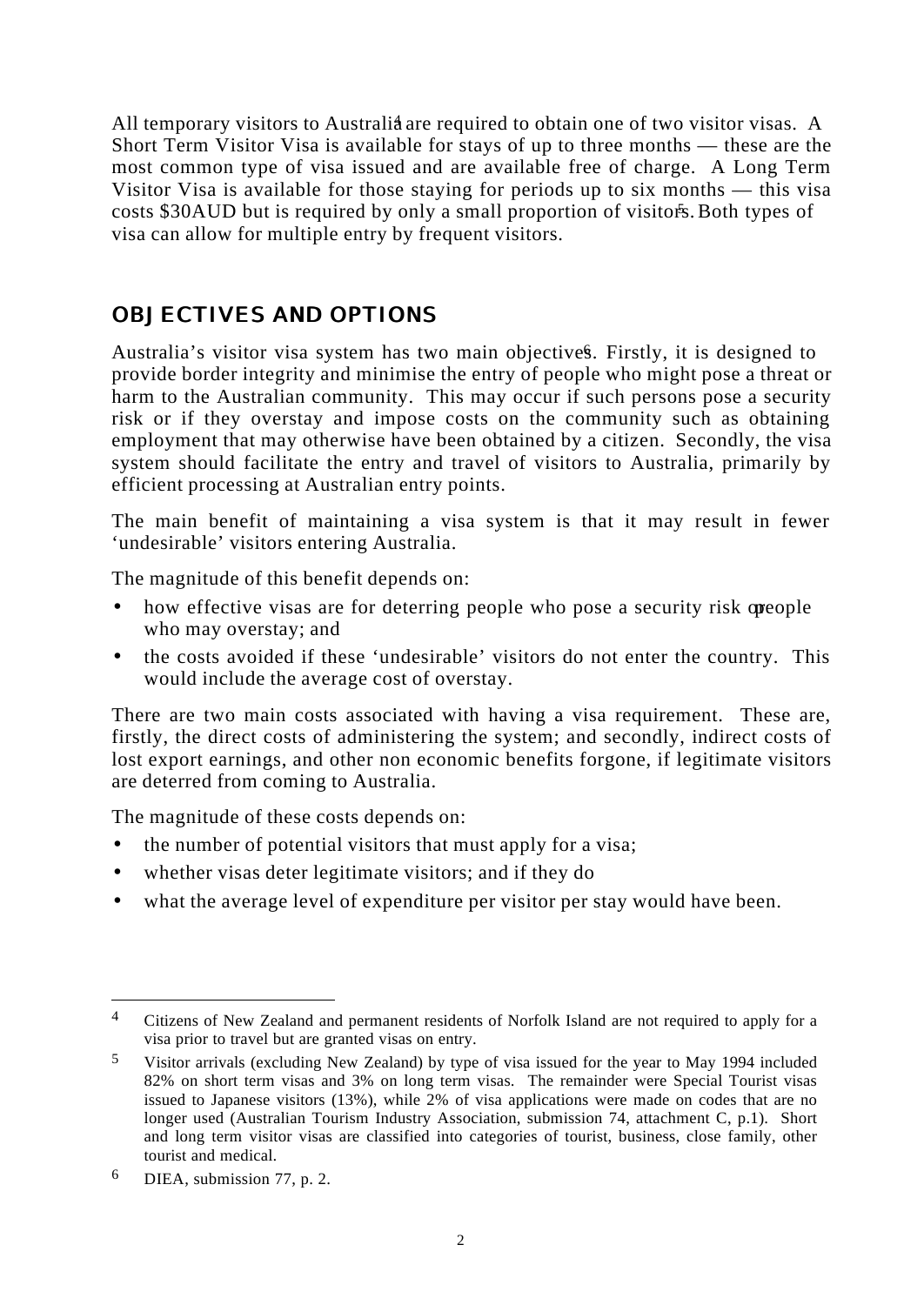All temporary visitors to Australia[4] are required to obtain one of two visitor visas. A Short Term Visitor Visa is available for stays of up to three months — these are the most common type of visa issued and are available free of charge. A Long Term Visitor Visa is available for those staying for periods up to six months — this visa costs $30AUD but is required by only a small proportion of visitors[5]. Both types of visa can allow for multiple entry by frequent visitors.

## OBJECTIVES AND OPTIONS

Australia's visitor visa system has two main objectives[6]. Firstly, it is designed to provide border integrity and minimise the entry of people who might pose a threat or harm to the Australian community. This may occur if such persons pose a security risk or if they overstay and impose costs on the community such as obtaining employment that may otherwise have been obtained by a citizen. Secondly, the visa system should facilitate the entry and travel of visitors to Australia, primarily by efficient processing at Australian entry points.

The main benefit of maintaining a visa system is that it may result in fewer 'undesirable' visitors entering Australia.

The magnitude of this benefit depends on:

- how effective visas are for deterring people who pose a security risk or people who may overstay; and
- the costs avoided if these 'undesirable' visitors do not enter the country. This would include the average cost of overstay.

There are two main costs associated with having a visa requirement. These are, firstly, the direct costs of administering the system; and secondly, indirect costs of lost export earnings, and other non economic benefits forgone, if legitimate visitors are deterred from coming to Australia.

The magnitude of these costs depends on:

- the number of potential visitors that must apply for a visa;
- whether visas deter legitimate visitors; and if they do
- what the average level of expenditure per visitor per stay would have been.

---

[4] Citizens of New Zealand and permanent residents of Norfolk Island are not required to apply for a visa prior to travel but are granted visas on entry.

[5] Visitor arrivals (excluding New Zealand) by type of visa issued for the year to May 1994 included 82% on short term visas and 3% on long term visas. The remainder were Special Tourist visas issued to Japanese visitors (13%), while 2% of visa applications were made on codes that are no longer used (Australian Tourism Industry Association, submission 74, attachment C, p.1). Short and long term visitor visas are classified into categories of tourist, business, close family, other tourist and medical.

[6] DIEA, submission 77, p. 2.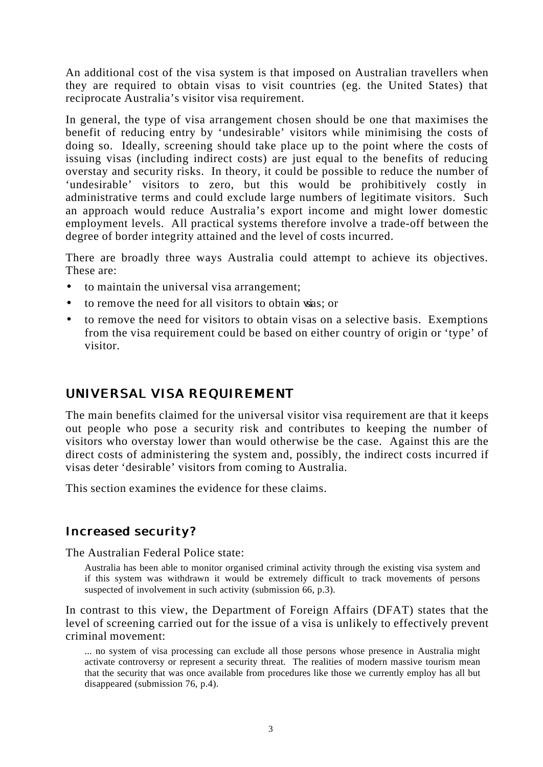An additional cost of the visa system is that imposed on Australian travellers when they are required to obtain visas to visit countries (eg. the United States) that reciprocate Australia's visitor visa requirement.

In general, the type of visa arrangement chosen should be one that maximises the benefit of reducing entry by 'undesirable' visitors while minimising the costs of doing so. Ideally, screening should take place up to the point where the costs of issuing visas (including indirect costs) are just equal to the benefits of reducing overstay and security risks. In theory, it could be possible to reduce the number of 'undesirable' visitors to zero, but this would be prohibitively costly in administrative terms and could exclude large numbers of legitimate visitors. Such an approach would reduce Australia's export income and might lower domestic employment levels. All practical systems therefore involve a trade-off between the degree of border integrity attained and the level of costs incurred.

There are broadly three ways Australia could attempt to achieve its objectives. These are:

- to maintain the universal visa arrangement;
- to remove the need for all visitors to obtain visas; or
- to remove the need for visitors to obtain visas on a selective basis. Exemptions from the visa requirement could be based on either country of origin or 'type' of visitor.

## UNIVERSAL VISA REQUIREMENT

The main benefits claimed for the universal visitor visa requirement are that it keeps out people who pose a security risk and contributes to keeping the number of visitors who overstay lower than would otherwise be the case. Against this are the direct costs of administering the system and, possibly, the indirect costs incurred if visas deter 'desirable' visitors from coming to Australia.

This section examines the evidence for these claims.

### Increased security?

The Australian Federal Police state:

> Australia has been able to monitor organised criminal activity through the existing visa system and if this system was withdrawn it would be extremely difficult to track movements of persons suspected of involvement in such activity (submission 66, p.3).

In contrast to this view, the Department of Foreign Affairs (DFAT) states that the level of screening carried out for the issue of a visa is unlikely to effectively prevent criminal movement:

> ... no system of visa processing can exclude all those persons whose presence in Australia might activate controversy or represent a security threat. The realities of modern massive tourism mean that the security that was once available from procedures like those we currently employ has all but disappeared (submission 76, p.4).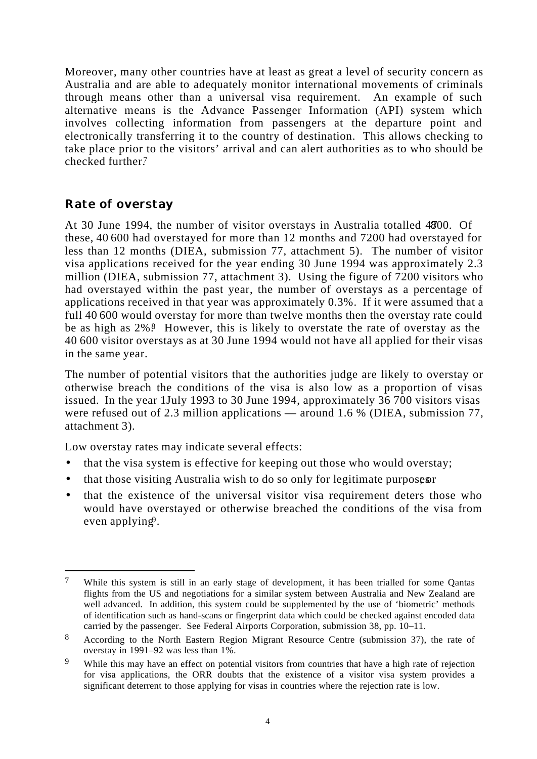Moreover, many other countries have at least as great a level of security concern as Australia and are able to adequately monitor international movements of criminals through means other than a universal visa requirement. An example of such alternative means is the Advance Passenger Information (API) system which involves collecting information from passengers at the departure point and electronically transferring it to the country of destination. This allows checking to take place prior to the visitors' arrival and can alert authorities as to who should be checked further.[7]

## Rate of overstay

At 30 June 1994, the number of visitor overstays in Australia totalled 47 800. Of these, 40 600 had overstayed for more than 12 months and 7200 had overstayed for less than 12 months (DIEA, submission 77, attachment 5). The number of visitor visa applications received for the year ending 30 June 1994 was approximately 2.3 million (DIEA, submission 77, attachment 3). Using the figure of 7200 visitors who had overstayed within the past year, the number of overstays as a percentage of applications received in that year was approximately 0.3%. If it were assumed that a full 40 600 would overstay for more than twelve months then the overstay rate could be as high as 2%.[8] However, this is likely to overstate the rate of overstay as the 40 600 visitor overstays as at 30 June 1994 would not have all applied for their visas in the same year.

The number of potential visitors that the authorities judge are likely to overstay or otherwise breach the conditions of the visa is also low as a proportion of visas issued. In the year 1 July 1993 to 30 June 1994, approximately 36 700 visitors visas were refused out of 2.3 million applications — around 1.6 % (DIEA, submission 77, attachment 3).

Low overstay rates may indicate several effects:

- that the visa system is effective for keeping out those who would overstay;
- that those visiting Australia wish to do so only for legitimate purposes; or
- that the existence of the universal visitor visa requirement deters those who would have overstayed or otherwise breached the conditions of the visa from even applying[9].

---

[7] While this system is still in an early stage of development, it has been trialled for some Qantas flights from the US and negotiations for a similar system between Australia and New Zealand are well advanced. In addition, this system could be supplemented by the use of 'biometric' methods of identification such as hand-scans or fingerprint data which could be checked against encoded data carried by the passenger. See Federal Airports Corporation, submission 38, pp. 10–11.

[8] According to the North Eastern Region Migrant Resource Centre (submission 37), the rate of overstay in 1991–92 was less than 1%.

[9] While this may have an effect on potential visitors from countries that have a high rate of rejection for visa applications, the ORR doubts that the existence of a visitor visa system provides a significant deterrent to those applying for visas in countries where the rejection rate is low.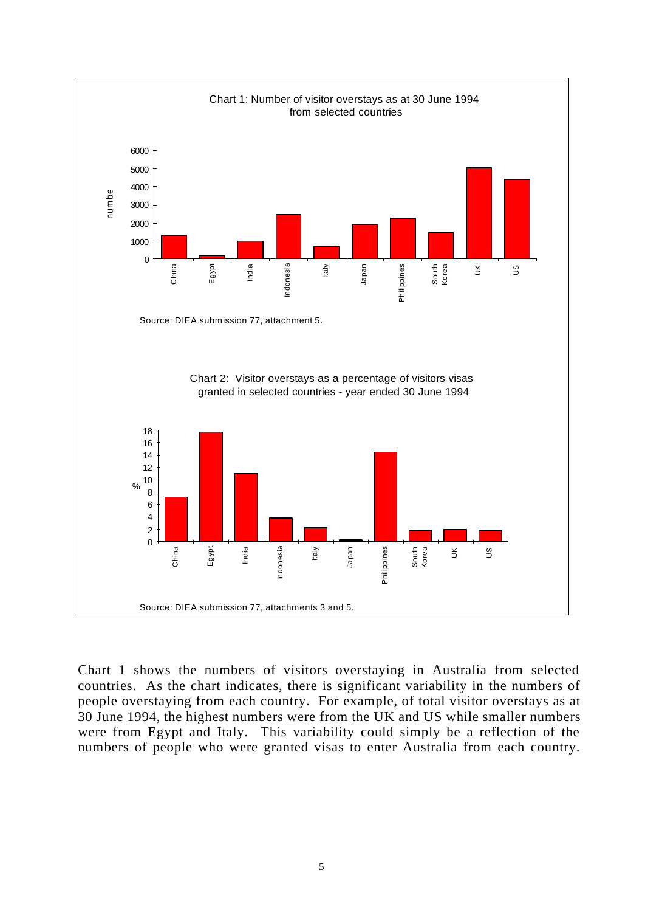Chart 1: Number of visitor overstays as at 30 June 1994 from selected countries

Source: DIEA submission 77, attachment 5.

Chart 2: Visitor overstays as a percentage of visitors visas granted in selected countries - year ended 30 June 1994

Source: DIEA submission 77, attachments 3 and 5.

Chart 1 shows the numbers of visitors overstaying in Australia from selected countries. As the chart indicates, there is significant variability in the numbers of people overstaying from each country. For example, of total visitor overstays as at 30 June 1994, the highest numbers were from the UK and US while smaller numbers were from Egypt and Italy. This variability could simply be a reflection of the numbers of people who were granted visas to enter Australia from each country.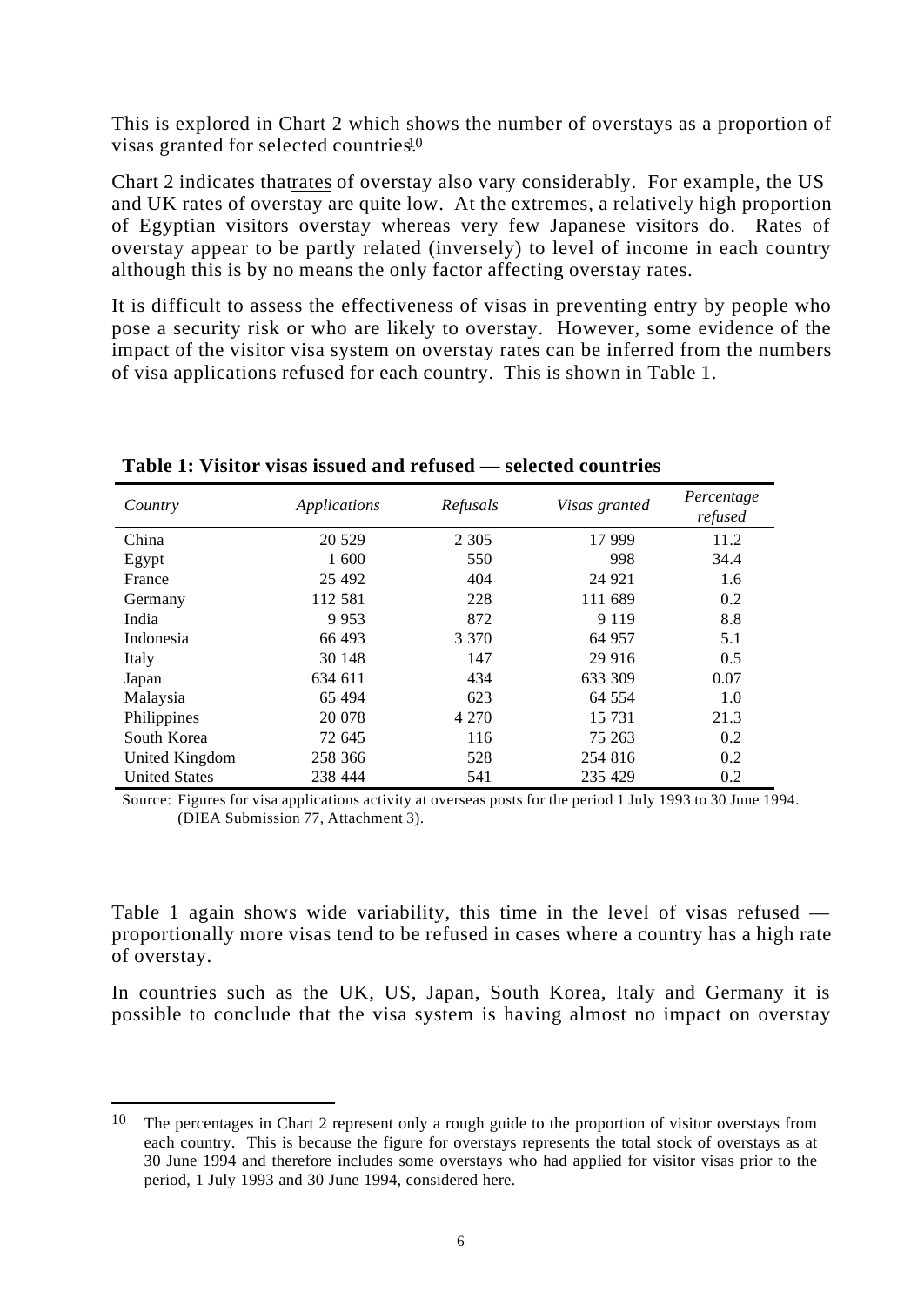This is explored in Chart 2 which shows the number of overstays as a proportion of visas granted for selected countries.[10]

Chart 2 indicates that rates of overstay also vary considerably. For example, the US and UK rates of overstay are quite low. At the extremes, a relatively high proportion of Egyptian visitors overstay whereas very few Japanese visitors do. Rates of overstay appear to be partly related (inversely) to level of income in each country although this is by no means the only factor affecting overstay rates.

It is difficult to assess the effectiveness of visas in preventing entry by people who pose a security risk or who are likely to overstay. However, some evidence of the impact of the visitor visa system on overstay rates can be inferred from the numbers of visa applications refused for each country. This is shown in Table 1.

**Table 1: Visitor visas issued and refused — selected countries**

| *Country* | *Applications* | *Refusals* | *Visas granted* | *Percentage refused* |
|---|---|---|---|---|
| China | 20 529 | 2 305 | 17 999 | 11.2 |
| Egypt | 1 600 | 550 | 998 | 34.4 |
| France | 25 492 | 404 | 24 921 | 1.6 |
| Germany | 112 581 | 228 | 111 689 | 0.2 |
| India | 9 953 | 872 | 9 119 | 8.8 |
| Indonesia | 66 493 | 3 370 | 64 957 | 5.1 |
| Italy | 30 148 | 147 | 29 916 | 0.5 |
| Japan | 634 611 | 434 | 633 309 | 0.07 |
| Malaysia | 65 494 | 623 | 64 554 | 1.0 |
| Philippines | 20 078 | 4 270 | 15 731 | 21.3 |
| South Korea | 72 645 | 116 | 75 263 | 0.2 |
| United Kingdom | 258 366 | 528 | 254 816 | 0.2 |
| United States | 238 444 | 541 | 235 429 | 0.2 |

Source: Figures for visa applications activity at overseas posts for the period 1 July 1993 to 30 June 1994. (DIEA Submission 77, Attachment 3).

Table 1 again shows wide variability, this time in the level of visas refused — proportionally more visas tend to be refused in cases where a country has a high rate of overstay.

In countries such as the UK, US, Japan, South Korea, Italy and Germany it is possible to conclude that the visa system is having almost no impact on overstay

[10] The percentages in Chart 2 represent only a rough guide to the proportion of visitor overstays from each country. This is because the figure for overstays represents the total stock of overstays as at 30 June 1994 and therefore includes some overstays who had applied for visitor visas prior to the period, 1 July 1993 and 30 June 1994, considered here.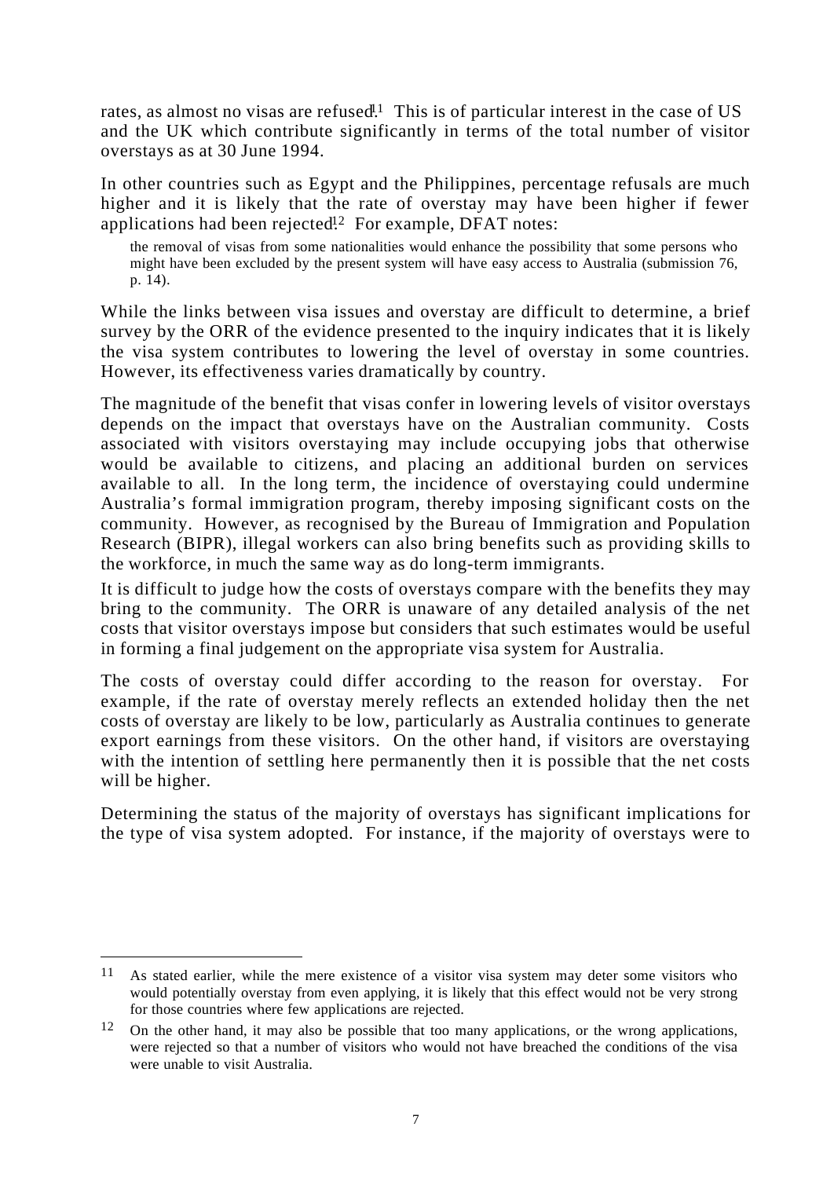rates, as almost no visas are refused.[11] This is of particular interest in the case of US and the UK which contribute significantly in terms of the total number of visitor overstays as at 30 June 1994.

In other countries such as Egypt and the Philippines, percentage refusals are much higher and it is likely that the rate of overstay may have been higher if fewer applications had been rejected.[12] For example, DFAT notes:

> the removal of visas from some nationalities would enhance the possibility that some persons who might have been excluded by the present system will have easy access to Australia (submission 76, p. 14).

While the links between visa issues and overstay are difficult to determine, a brief survey by the ORR of the evidence presented to the inquiry indicates that it is likely the visa system contributes to lowering the level of overstay in some countries. However, its effectiveness varies dramatically by country.

The magnitude of the benefit that visas confer in lowering levels of visitor overstays depends on the impact that overstays have on the Australian community. Costs associated with visitors overstaying may include occupying jobs that otherwise would be available to citizens, and placing an additional burden on services available to all. In the long term, the incidence of overstaying could undermine Australia's formal immigration program, thereby imposing significant costs on the community. However, as recognised by the Bureau of Immigration and Population Research (BIPR), illegal workers can also bring benefits such as providing skills to the workforce, in much the same way as do long-term immigrants.

It is difficult to judge how the costs of overstays compare with the benefits they may bring to the community. The ORR is unaware of any detailed analysis of the net costs that visitor overstays impose but considers that such estimates would be useful in forming a final judgement on the appropriate visa system for Australia.

The costs of overstay could differ according to the reason for overstay. For example, if the rate of overstay merely reflects an extended holiday then the net costs of overstay are likely to be low, particularly as Australia continues to generate export earnings from these visitors. On the other hand, if visitors are overstaying with the intention of settling here permanently then it is possible that the net costs will be higher.

Determining the status of the majority of overstays has significant implications for the type of visa system adopted. For instance, if the majority of overstays were to

---

[11] As stated earlier, while the mere existence of a visitor visa system may deter some visitors who would potentially overstay from even applying, it is likely that this effect would not be very strong for those countries where few applications are rejected.

[12] On the other hand, it may also be possible that too many applications, or the wrong applications, were rejected so that a number of visitors who would not have breached the conditions of the visa were unable to visit Australia.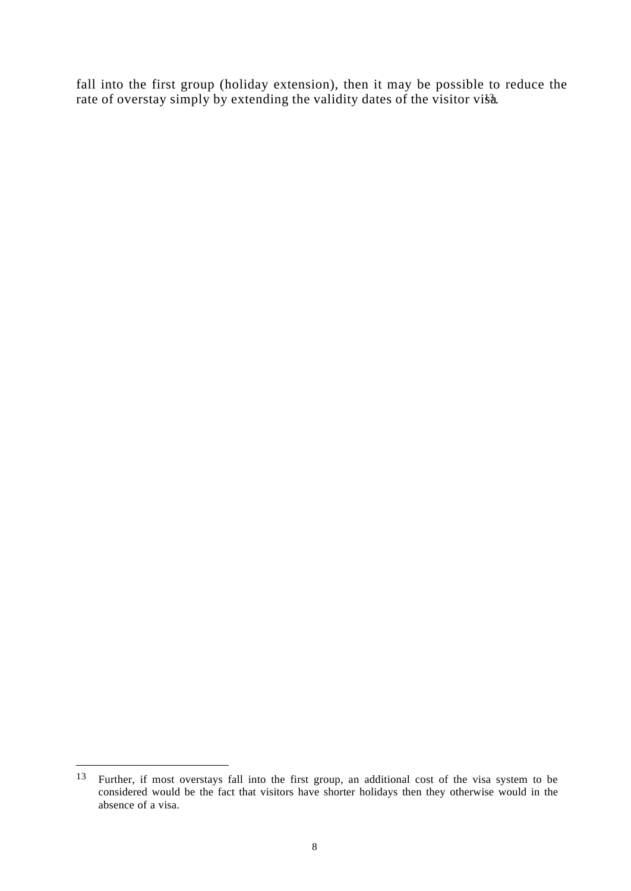fall into the first group (holiday extension), then it may be possible to reduce the rate of overstay simply by extending the validity dates of the visitor visa.[13]

---

[13] Further, if most overstays fall into the first group, an additional cost of the visa system to be considered would be the fact that visitors have shorter holidays then they otherwise would in the absence of a visa.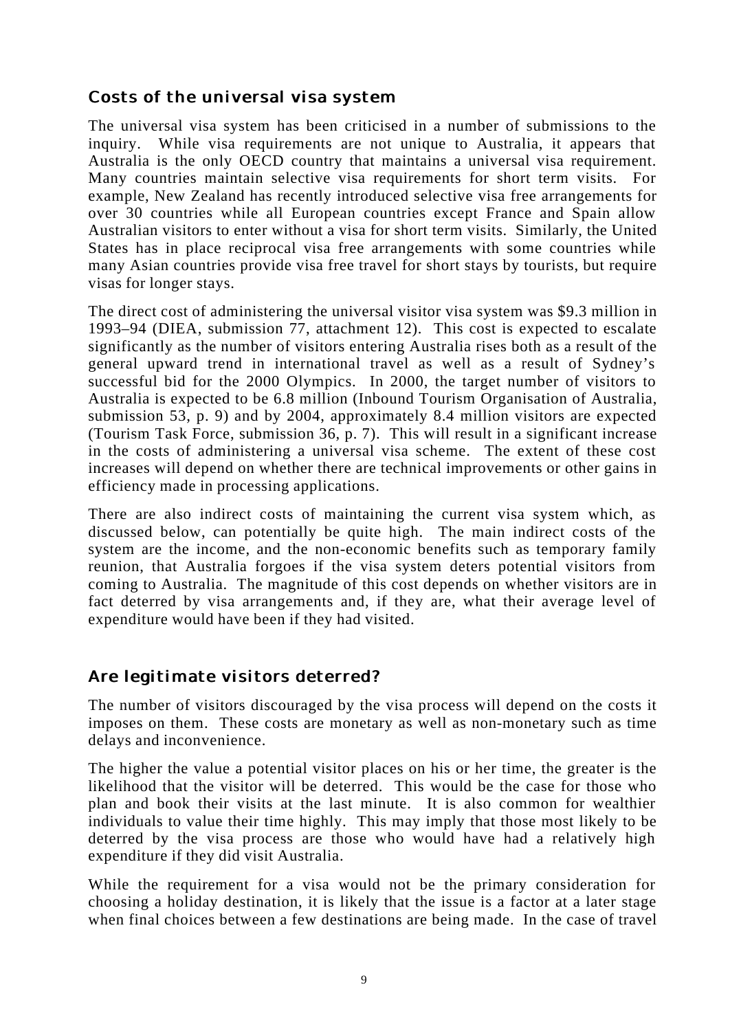## Costs of the universal visa system

The universal visa system has been criticised in a number of submissions to the inquiry. While visa requirements are not unique to Australia, it appears that Australia is the only OECD country that maintains a universal visa requirement. Many countries maintain selective visa requirements for short term visits. For example, New Zealand has recently introduced selective visa free arrangements for over 30 countries while all European countries except France and Spain allow Australian visitors to enter without a visa for short term visits. Similarly, the United States has in place reciprocal visa free arrangements with some countries while many Asian countries provide visa free travel for short stays by tourists, but require visas for longer stays.

The direct cost of administering the universal visitor visa system was $9.3 million in 1993–94 (DIEA, submission 77, attachment 12). This cost is expected to escalate significantly as the number of visitors entering Australia rises both as a result of the general upward trend in international travel as well as a result of Sydney's successful bid for the 2000 Olympics. In 2000, the target number of visitors to Australia is expected to be 6.8 million (Inbound Tourism Organisation of Australia, submission 53, p. 9) and by 2004, approximately 8.4 million visitors are expected (Tourism Task Force, submission 36, p. 7). This will result in a significant increase in the costs of administering a universal visa scheme. The extent of these cost increases will depend on whether there are technical improvements or other gains in efficiency made in processing applications.

There are also indirect costs of maintaining the current visa system which, as discussed below, can potentially be quite high. The main indirect costs of the system are the income, and the non-economic benefits such as temporary family reunion, that Australia forgoes if the visa system deters potential visitors from coming to Australia. The magnitude of this cost depends on whether visitors are in fact deterred by visa arrangements and, if they are, what their average level of expenditure would have been if they had visited.

## Are legitimate visitors deterred?

The number of visitors discouraged by the visa process will depend on the costs it imposes on them. These costs are monetary as well as non-monetary such as time delays and inconvenience.

The higher the value a potential visitor places on his or her time, the greater is the likelihood that the visitor will be deterred. This would be the case for those who plan and book their visits at the last minute. It is also common for wealthier individuals to value their time highly. This may imply that those most likely to be deterred by the visa process are those who would have had a relatively high expenditure if they did visit Australia.

While the requirement for a visa would not be the primary consideration for choosing a holiday destination, it is likely that the issue is a factor at a later stage when final choices between a few destinations are being made. In the case of travel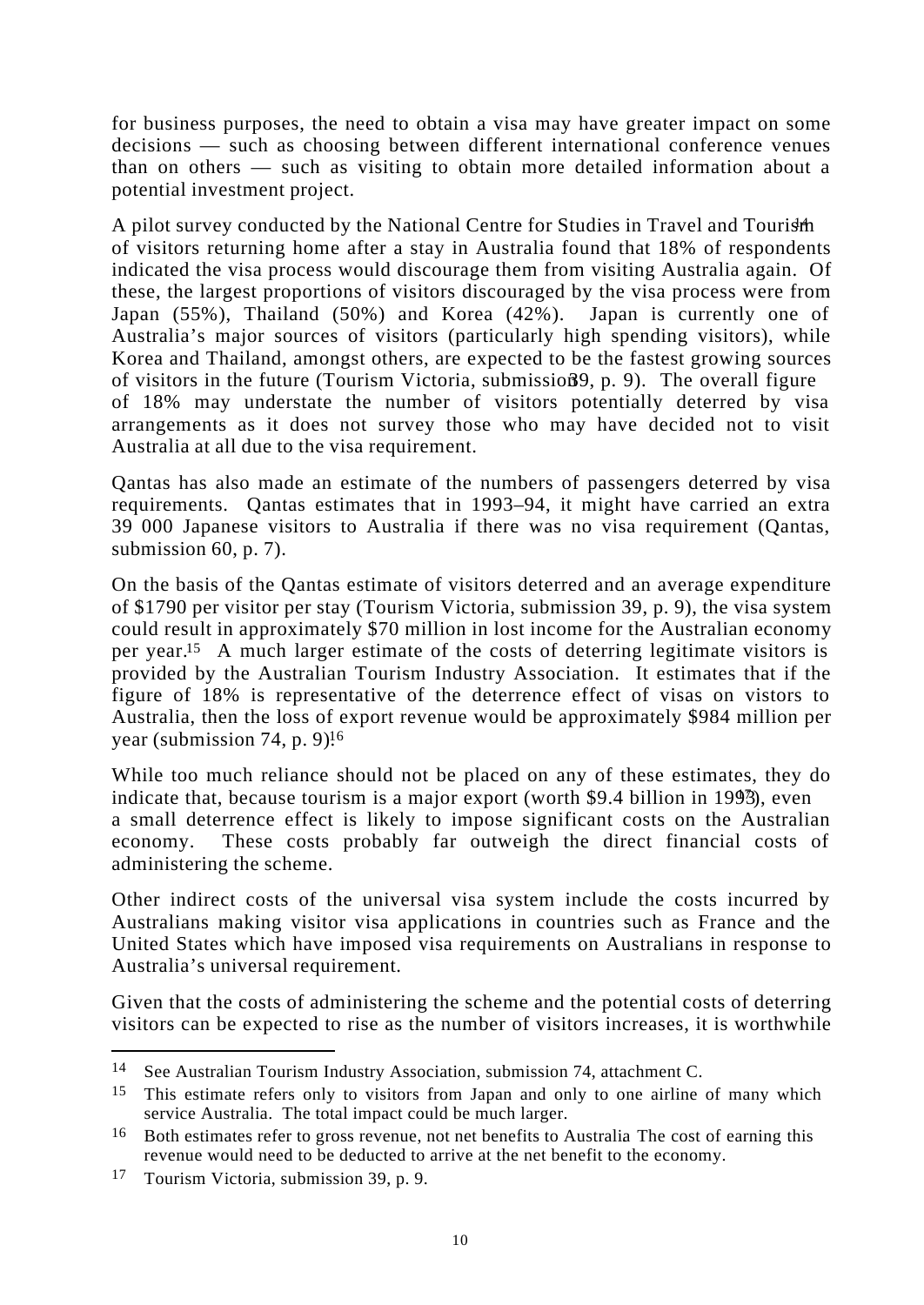for business purposes, the need to obtain a visa may have greater impact on some decisions — such as choosing between different international conference venues than on others — such as visiting to obtain more detailed information about a potential investment project.

A pilot survey conducted by the National Centre for Studies in Travel and Tourism[14] of visitors returning home after a stay in Australia found that 18% of respondents indicated the visa process would discourage them from visiting Australia again. Of these, the largest proportions of visitors discouraged by the visa process were from Japan (55%), Thailand (50%) and Korea (42%). Japan is currently one of Australia's major sources of visitors (particularly high spending visitors), while Korea and Thailand, amongst others, are expected to be the fastest growing sources of visitors in the future (Tourism Victoria, submission 39, p. 9). The overall figure of 18% may understate the number of visitors potentially deterred by visa arrangements as it does not survey those who may have decided not to visit Australia at all due to the visa requirement.

Qantas has also made an estimate of the numbers of passengers deterred by visa requirements. Qantas estimates that in 1993–94, it might have carried an extra 39 000 Japanese visitors to Australia if there was no visa requirement (Qantas, submission 60, p. 7).

On the basis of the Qantas estimate of visitors deterred and an average expenditure of $1790 per visitor per stay (Tourism Victoria, submission 39, p. 9), the visa system could result in approximately $70 million in lost income for the Australian economy per year.[15] A much larger estimate of the costs of deterring legitimate visitors is provided by the Australian Tourism Industry Association. It estimates that if the figure of 18% is representative of the deterrence effect of visas on vistors to Australia, then the loss of export revenue would be approximately $984 million per year (submission 74, p. 9).[16]

While too much reliance should not be placed on any of these estimates, they do indicate that, because tourism is a major export (worth $9.4 billion in 1993[17]), even a small deterrence effect is likely to impose significant costs on the Australian economy. These costs probably far outweigh the direct financial costs of administering the scheme.

Other indirect costs of the universal visa system include the costs incurred by Australians making visitor visa applications in countries such as France and the United States which have imposed visa requirements on Australians in response to Australia's universal requirement.

Given that the costs of administering the scheme and the potential costs of deterring visitors can be expected to rise as the number of visitors increases, it is worthwhile

---

[14] See Australian Tourism Industry Association, submission 74, attachment C.

[15] This estimate refers only to visitors from Japan and only to one airline of many which service Australia. The total impact could be much larger.

[16] Both estimates refer to gross revenue, not net benefits to Australia The cost of earning this revenue would need to be deducted to arrive at the net benefit to the economy.

[17] Tourism Victoria, submission 39, p. 9.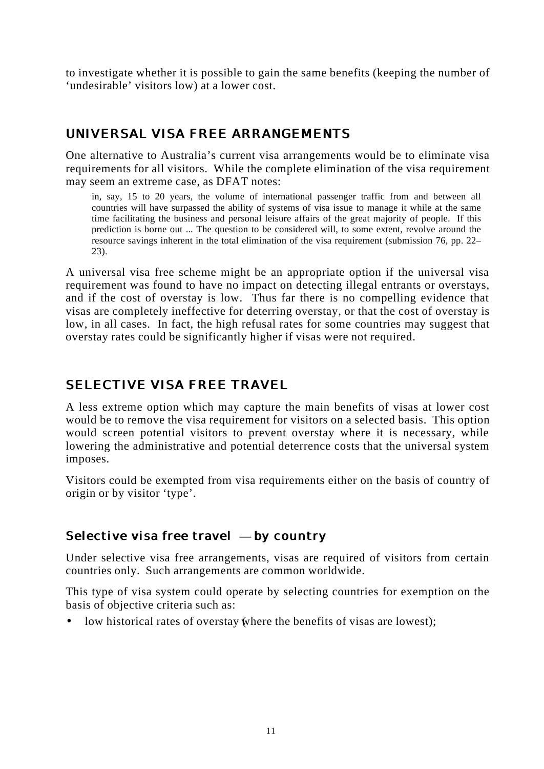to investigate whether it is possible to gain the same benefits (keeping the number of 'undesirable' visitors low) at a lower cost.

## UNIVERSAL VISA FREE ARRANGEMENTS

One alternative to Australia's current visa arrangements would be to eliminate visa requirements for all visitors. While the complete elimination of the visa requirement may seem an extreme case, as DFAT notes:

> in, say, 15 to 20 years, the volume of international passenger traffic from and between all countries will have surpassed the ability of systems of visa issue to manage it while at the same time facilitating the business and personal leisure affairs of the great majority of people. If this prediction is borne out ... The question to be considered will, to some extent, revolve around the resource savings inherent in the total elimination of the visa requirement (submission 76, pp. 22–23).

A universal visa free scheme might be an appropriate option if the universal visa requirement was found to have no impact on detecting illegal entrants or overstays, and if the cost of overstay is low. Thus far there is no compelling evidence that visas are completely ineffective for deterring overstay, or that the cost of overstay is low, in all cases. In fact, the high refusal rates for some countries may suggest that overstay rates could be significantly higher if visas were not required.

## SELECTIVE VISA FREE TRAVEL

A less extreme option which may capture the main benefits of visas at lower cost would be to remove the visa requirement for visitors on a selected basis. This option would screen potential visitors to prevent overstay where it is necessary, while lowering the administrative and potential deterrence costs that the universal system imposes.

Visitors could be exempted from visa requirements either on the basis of country of origin or by visitor 'type'.

### Selective visa free travel — by country

Under selective visa free arrangements, visas are required of visitors from certain countries only. Such arrangements are common worldwide.

This type of visa system could operate by selecting countries for exemption on the basis of objective criteria such as:

- low historical rates of overstay (where the benefits of visas are lowest);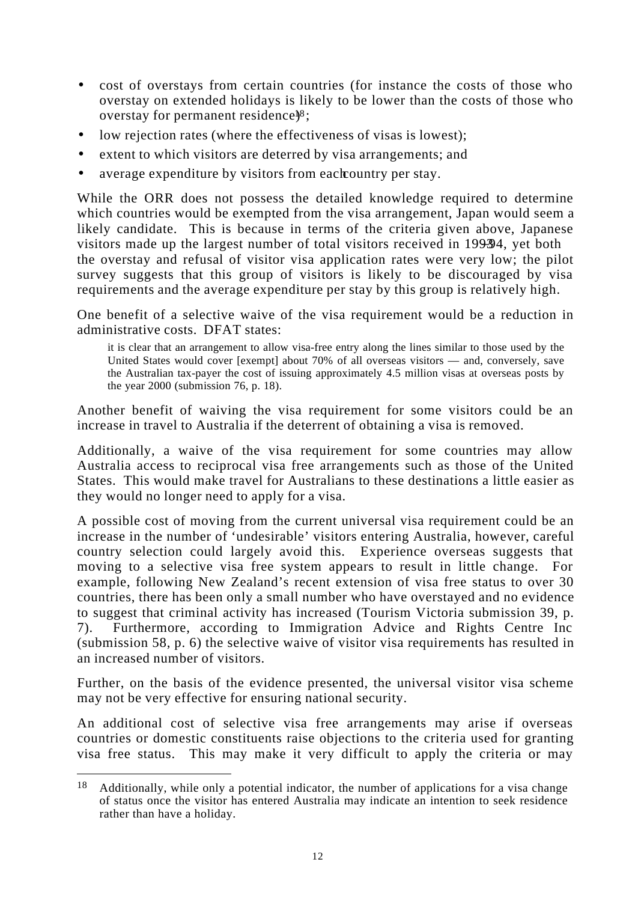- cost of overstays from certain countries (for instance the costs of those who overstay on extended holidays is likely to be lower than the costs of those who overstay for permanent residence)[18];
- low rejection rates (where the effectiveness of visas is lowest);
- extent to which visitors are deterred by visa arrangements; and
- average expenditure by visitors from each country per stay.

While the ORR does not possess the detailed knowledge required to determine which countries would be exempted from the visa arrangement, Japan would seem a likely candidate. This is because in terms of the criteria given above, Japanese visitors made up the largest number of total visitors received in 1993-94, yet both the overstay and refusal of visitor visa application rates were very low; the pilot survey suggests that this group of visitors is likely to be discouraged by visa requirements and the average expenditure per stay by this group is relatively high.

One benefit of a selective waive of the visa requirement would be a reduction in administrative costs. DFAT states:

> it is clear that an arrangement to allow visa-free entry along the lines similar to those used by the United States would cover [exempt] about 70% of all overseas visitors — and, conversely, save the Australian tax-payer the cost of issuing approximately 4.5 million visas at overseas posts by the year 2000 (submission 76, p. 18).

Another benefit of waiving the visa requirement for some visitors could be an increase in travel to Australia if the deterrent of obtaining a visa is removed.

Additionally, a waive of the visa requirement for some countries may allow Australia access to reciprocal visa free arrangements such as those of the United States. This would make travel for Australians to these destinations a little easier as they would no longer need to apply for a visa.

A possible cost of moving from the current universal visa requirement could be an increase in the number of 'undesirable' visitors entering Australia, however, careful country selection could largely avoid this. Experience overseas suggests that moving to a selective visa free system appears to result in little change. For example, following New Zealand's recent extension of visa free status to over 30 countries, there has been only a small number who have overstayed and no evidence to suggest that criminal activity has increased (Tourism Victoria submission 39, p. 7). Furthermore, according to Immigration Advice and Rights Centre Inc (submission 58, p. 6) the selective waive of visitor visa requirements has resulted in an increased number of visitors.

Further, on the basis of the evidence presented, the universal visitor visa scheme may not be very effective for ensuring national security.

An additional cost of selective visa free arrangements may arise if overseas countries or domestic constituents raise objections to the criteria used for granting visa free status. This may make it very difficult to apply the criteria or may

---

[18] Additionally, while only a potential indicator, the number of applications for a visa change of status once the visitor has entered Australia may indicate an intention to seek residence rather than have a holiday.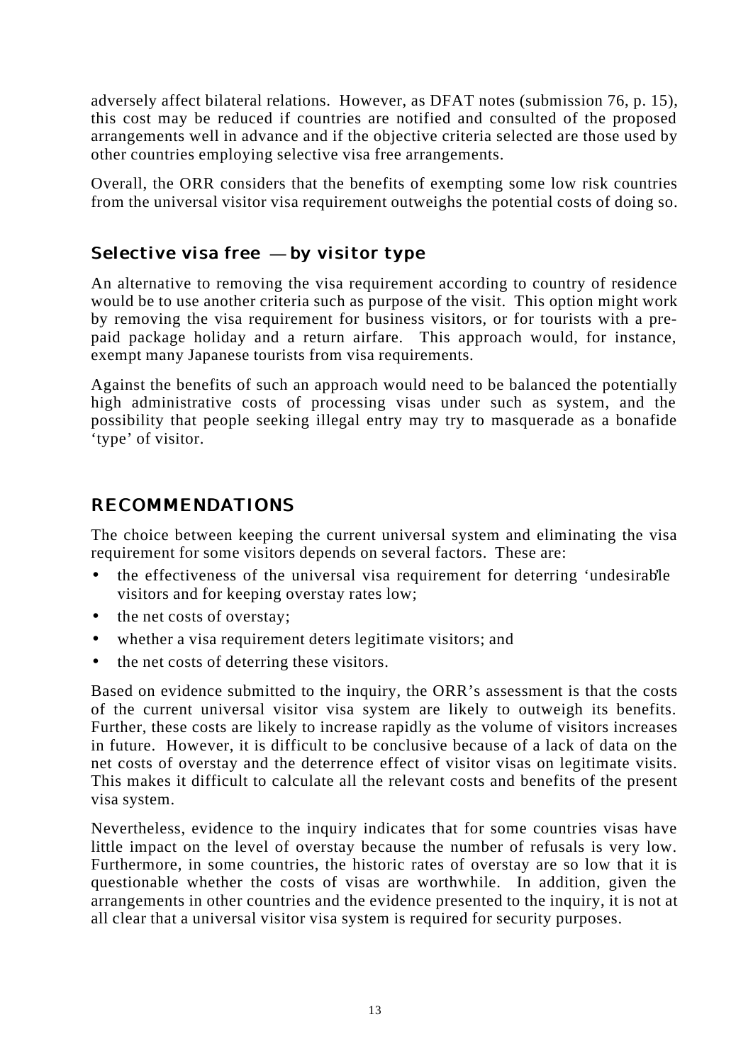adversely affect bilateral relations. However, as DFAT notes (submission 76, p. 15), this cost may be reduced if countries are notified and consulted of the proposed arrangements well in advance and if the objective criteria selected are those used by other countries employing selective visa free arrangements.

Overall, the ORR considers that the benefits of exempting some low risk countries from the universal visitor visa requirement outweighs the potential costs of doing so.

### Selective visa free — by visitor type

An alternative to removing the visa requirement according to country of residence would be to use another criteria such as purpose of the visit. This option might work by removing the visa requirement for business visitors, or for tourists with a pre-paid package holiday and a return airfare. This approach would, for instance, exempt many Japanese tourists from visa requirements.

Against the benefits of such an approach would need to be balanced the potentially high administrative costs of processing visas under such as system, and the possibility that people seeking illegal entry may try to masquerade as a bonafide 'type' of visitor.

## RECOMMENDATIONS

The choice between keeping the current universal system and eliminating the visa requirement for some visitors depends on several factors. These are:

- the effectiveness of the universal visa requirement for deterring 'undesirable' visitors and for keeping overstay rates low;
- the net costs of overstay;
- whether a visa requirement deters legitimate visitors; and
- the net costs of deterring these visitors.

Based on evidence submitted to the inquiry, the ORR's assessment is that the costs of the current universal visitor visa system are likely to outweigh its benefits. Further, these costs are likely to increase rapidly as the volume of visitors increases in future. However, it is difficult to be conclusive because of a lack of data on the net costs of overstay and the deterrence effect of visitor visas on legitimate visits. This makes it difficult to calculate all the relevant costs and benefits of the present visa system.

Nevertheless, evidence to the inquiry indicates that for some countries visas have little impact on the level of overstay because the number of refusals is very low. Furthermore, in some countries, the historic rates of overstay are so low that it is questionable whether the costs of visas are worthwhile. In addition, given the arrangements in other countries and the evidence presented to the inquiry, it is not at all clear that a universal visitor visa system is required for security purposes.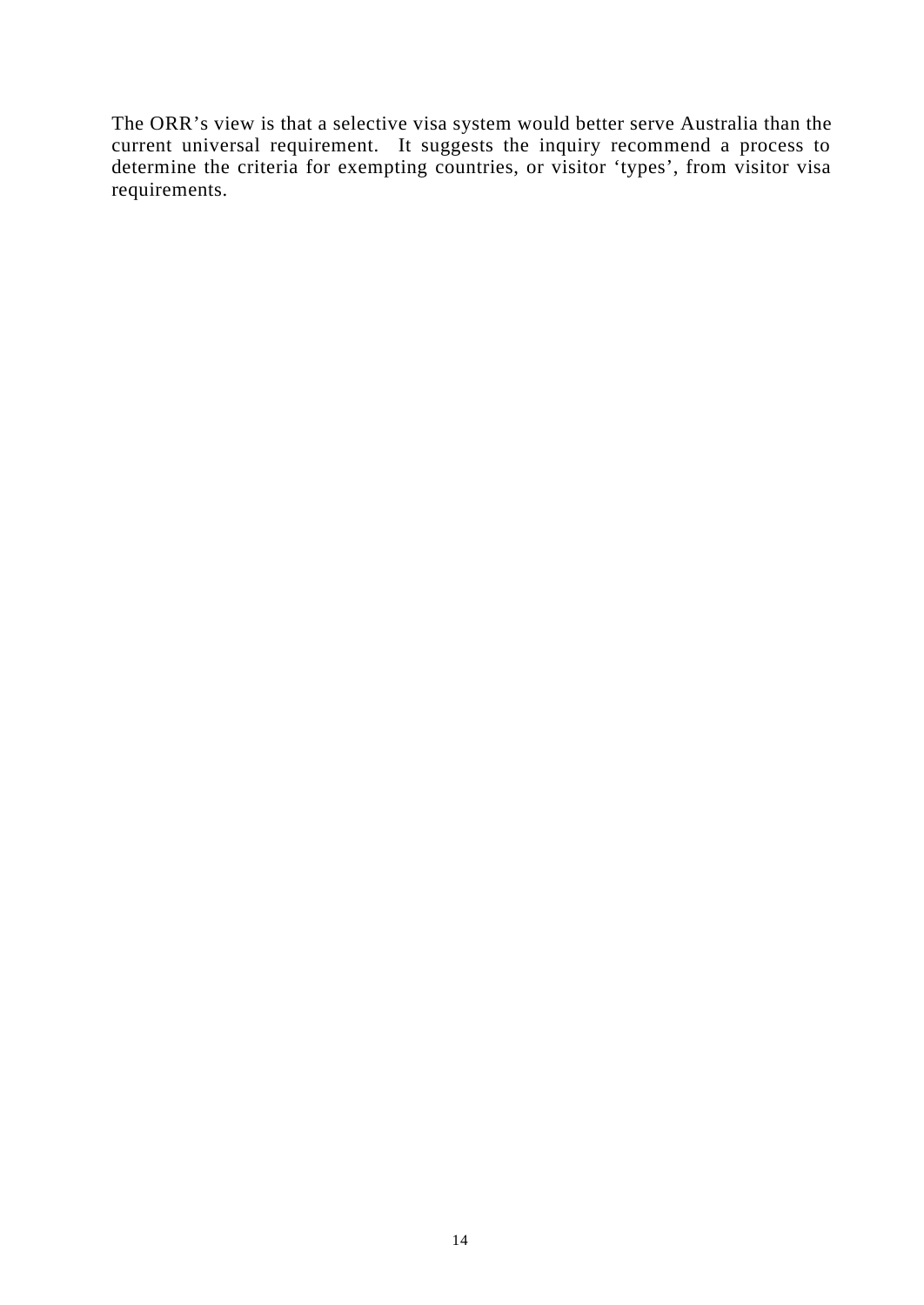The ORR’s view is that a selective visa system would better serve Australia than the current universal requirement. It suggests the inquiry recommend a process to determine the criteria for exempting countries, or visitor ‘types’, from visitor visa requirements.